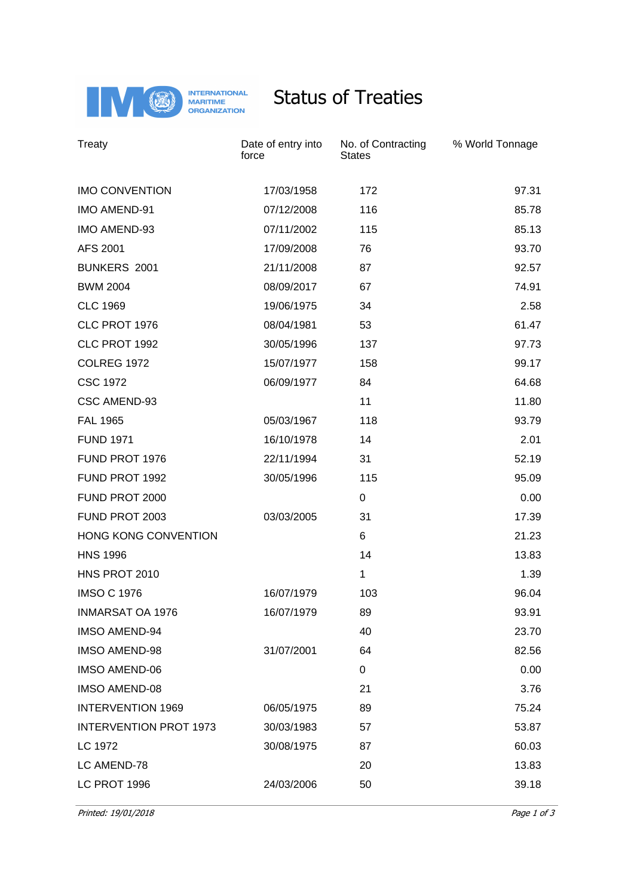# Status of Treaties

| Treaty | Date of entry into force | No. of Contracting States | % World Tonnage |
|---|---|---|---|
| IMO CONVENTION | 17/03/1958 | 172 | 97.31 |
| IMO AMEND-91 | 07/12/2008 | 116 | 85.78 |
| IMO AMEND-93 | 07/11/2002 | 115 | 85.13 |
| AFS 2001 | 17/09/2008 | 76 | 93.70 |
| BUNKERS 2001 | 21/11/2008 | 87 | 92.57 |
| BWM 2004 | 08/09/2017 | 67 | 74.91 |
| CLC 1969 | 19/06/1975 | 34 | 2.58 |
| CLC PROT 1976 | 08/04/1981 | 53 | 61.47 |
| CLC PROT 1992 | 30/05/1996 | 137 | 97.73 |
| COLREG 1972 | 15/07/1977 | 158 | 99.17 |
| CSC 1972 | 06/09/1977 | 84 | 64.68 |
| CSC AMEND-93 | | 11 | 11.80 |
| FAL 1965 | 05/03/1967 | 118 | 93.79 |
| FUND 1971 | 16/10/1978 | 14 | 2.01 |
| FUND PROT 1976 | 22/11/1994 | 31 | 52.19 |
| FUND PROT 1992 | 30/05/1996 | 115 | 95.09 |
| FUND PROT 2000 | | 0 | 0.00 |
| FUND PROT 2003 | 03/03/2005 | 31 | 17.39 |
| HONG KONG CONVENTION | | 6 | 21.23 |
| HNS 1996 | | 14 | 13.83 |
| HNS PROT 2010 | | 1 | 1.39 |
| IMSO C 1976 | 16/07/1979 | 103 | 96.04 |
| INMARSAT OA 1976 | 16/07/1979 | 89 | 93.91 |
| IMSO AMEND-94 | | 40 | 23.70 |
| IMSO AMEND-98 | 31/07/2001 | 64 | 82.56 |
| IMSO AMEND-06 | | 0 | 0.00 |
| IMSO AMEND-08 | | 21 | 3.76 |
| INTERVENTION 1969 | 06/05/1975 | 89 | 75.24 |
| INTERVENTION PROT 1973 | 30/03/1983 | 57 | 53.87 |
| LC 1972 | 30/08/1975 | 87 | 60.03 |
| LC AMEND-78 | | 20 | 13.83 |
| LC PROT 1996 | 24/03/2006 | 50 | 39.18 |

*Printed: 19/01/2018*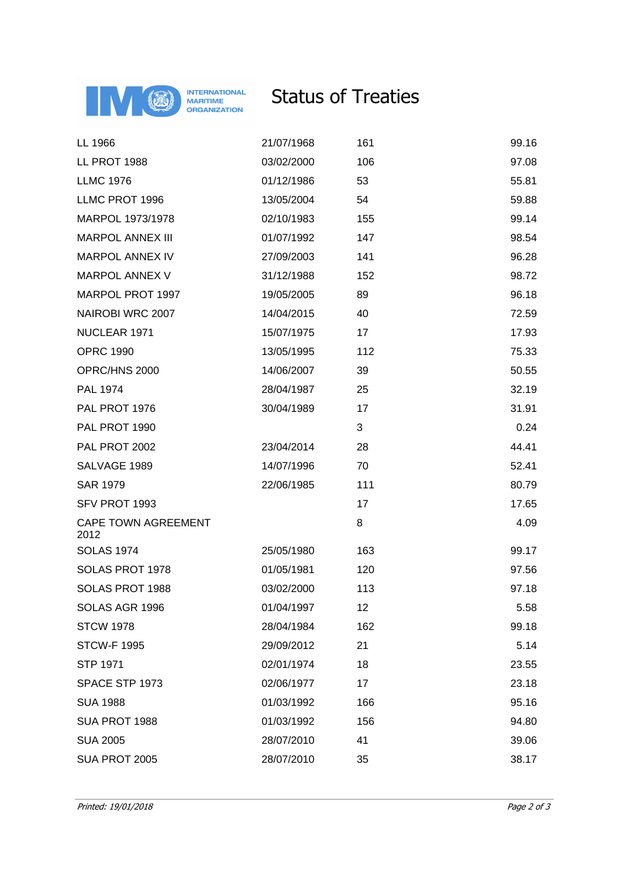# Status of Treaties

| | | | |
|---|---|---|---|
| LL 1966 | 21/07/1968 | 161 | 99.16 |
| LL PROT 1988 | 03/02/2000 | 106 | 97.08 |
| LLMC 1976 | 01/12/1986 | 53 | 55.81 |
| LLMC PROT 1996 | 13/05/2004 | 54 | 59.88 |
| MARPOL 1973/1978 | 02/10/1983 | 155 | 99.14 |
| MARPOL ANNEX III | 01/07/1992 | 147 | 98.54 |
| MARPOL ANNEX IV | 27/09/2003 | 141 | 96.28 |
| MARPOL ANNEX V | 31/12/1988 | 152 | 98.72 |
| MARPOL PROT 1997 | 19/05/2005 | 89 | 96.18 |
| NAIROBI WRC 2007 | 14/04/2015 | 40 | 72.59 |
| NUCLEAR 1971 | 15/07/1975 | 17 | 17.93 |
| OPRC 1990 | 13/05/1995 | 112 | 75.33 |
| OPRC/HNS 2000 | 14/06/2007 | 39 | 50.55 |
| PAL 1974 | 28/04/1987 | 25 | 32.19 |
| PAL PROT 1976 | 30/04/1989 | 17 | 31.91 |
| PAL PROT 1990 | | 3 | 0.24 |
| PAL PROT 2002 | 23/04/2014 | 28 | 44.41 |
| SALVAGE 1989 | 14/07/1996 | 70 | 52.41 |
| SAR 1979 | 22/06/1985 | 111 | 80.79 |
| SFV PROT 1993 | | 17 | 17.65 |
| CAPE TOWN AGREEMENT 2012 | | 8 | 4.09 |
| SOLAS 1974 | 25/05/1980 | 163 | 99.17 |
| SOLAS PROT 1978 | 01/05/1981 | 120 | 97.56 |
| SOLAS PROT 1988 | 03/02/2000 | 113 | 97.18 |
| SOLAS AGR 1996 | 01/04/1997 | 12 | 5.58 |
| STCW 1978 | 28/04/1984 | 162 | 99.18 |
| STCW-F 1995 | 29/09/2012 | 21 | 5.14 |
| STP 1971 | 02/01/1974 | 18 | 23.55 |
| SPACE STP 1973 | 02/06/1977 | 17 | 23.18 |
| SUA 1988 | 01/03/1992 | 166 | 95.16 |
| SUA PROT 1988 | 01/03/1992 | 156 | 94.80 |
| SUA 2005 | 28/07/2010 | 41 | 39.06 |
| SUA PROT 2005 | 28/07/2010 | 35 | 38.17 |

*Printed: 19/01/2018*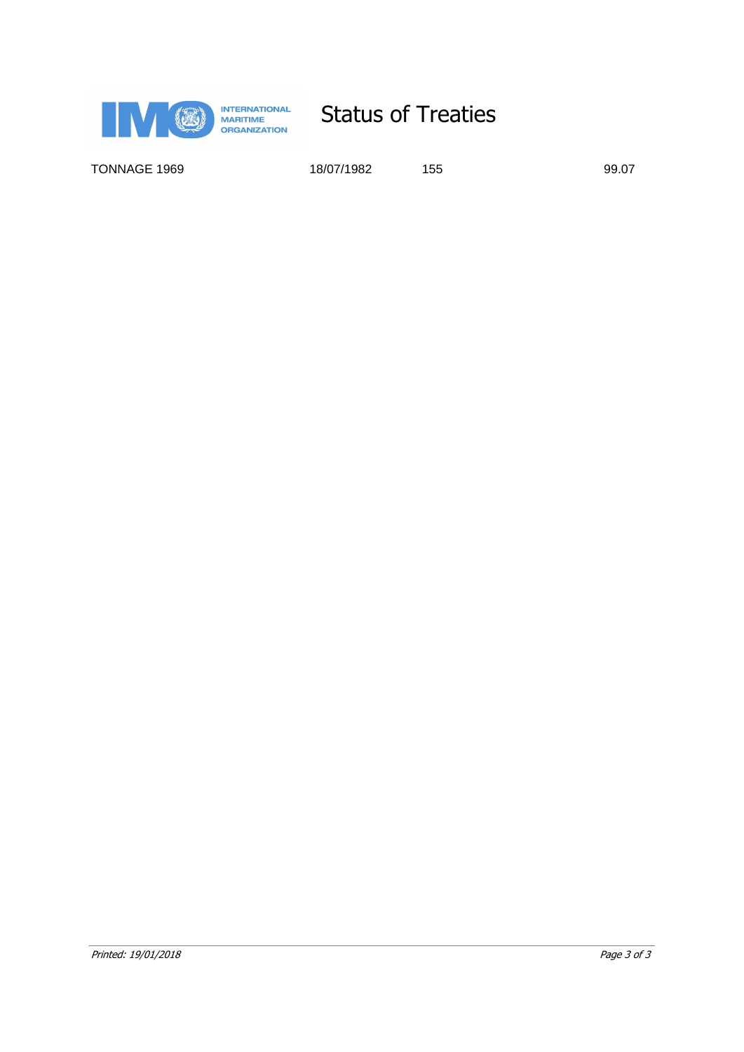| | | | |
|---|---|---|---|
| TONNAGE 1969 | 18/07/1982 | 155 | 99.07 |